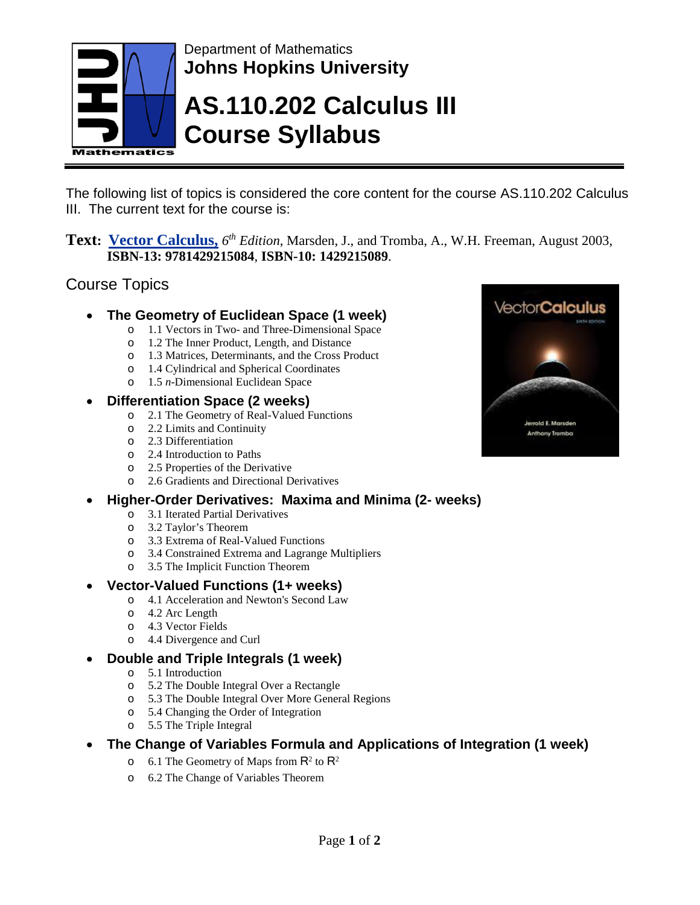Department of Mathematics

**Johns Hopkins University**

# AS.110.202 Calculus III Course Syllabus

The following list of topics is considered the core content for the course AS.110.202 Calculus III. The current text for the course is:

**Text: Vector Calculus,** *6th Edition*, Marsden, J., and Tromba, A., W.H. Freeman, August 2003, **ISBN-13: 9781429215084**, **ISBN-10: 1429215089**.

## Course Topics

- **The Geometry of Euclidean Space (1 week)**
  - 1.1 Vectors in Two- and Three-Dimensional Space
  - 1.2 The Inner Product, Length, and Distance
  - 1.3 Matrices, Determinants, and the Cross Product
  - 1.4 Cylindrical and Spherical Coordinates
  - 1.5 *n*-Dimensional Euclidean Space
- **Differentiation Space (2 weeks)**
  - 2.1 The Geometry of Real-Valued Functions
  - 2.2 Limits and Continuity
  - 2.3 Differentiation
  - 2.4 Introduction to Paths
  - 2.5 Properties of the Derivative
  - 2.6 Gradients and Directional Derivatives
- **Higher-Order Derivatives: Maxima and Minima (2- weeks)**
  - 3.1 Iterated Partial Derivatives
  - 3.2 Taylor's Theorem
  - 3.3 Extrema of Real-Valued Functions
  - 3.4 Constrained Extrema and Lagrange Multipliers
  - 3.5 The Implicit Function Theorem
- **Vector-Valued Functions (1+ weeks)**
  - 4.1 Acceleration and Newton's Second Law
  - 4.2 Arc Length
  - 4.3 Vector Fields
  - 4.4 Divergence and Curl
- **Double and Triple Integrals (1 week)**
  - 5.1 Introduction
  - 5.2 The Double Integral Over a Rectangle
  - 5.3 The Double Integral Over More General Regions
  - 5.4 Changing the Order of Integration
  - 5.5 The Triple Integral
- **The Change of Variables Formula and Applications of Integration (1 week)**
  - 6.1 The Geometry of Maps from $R^2$ to $R^2$
  - 6.2 The Change of Variables Theorem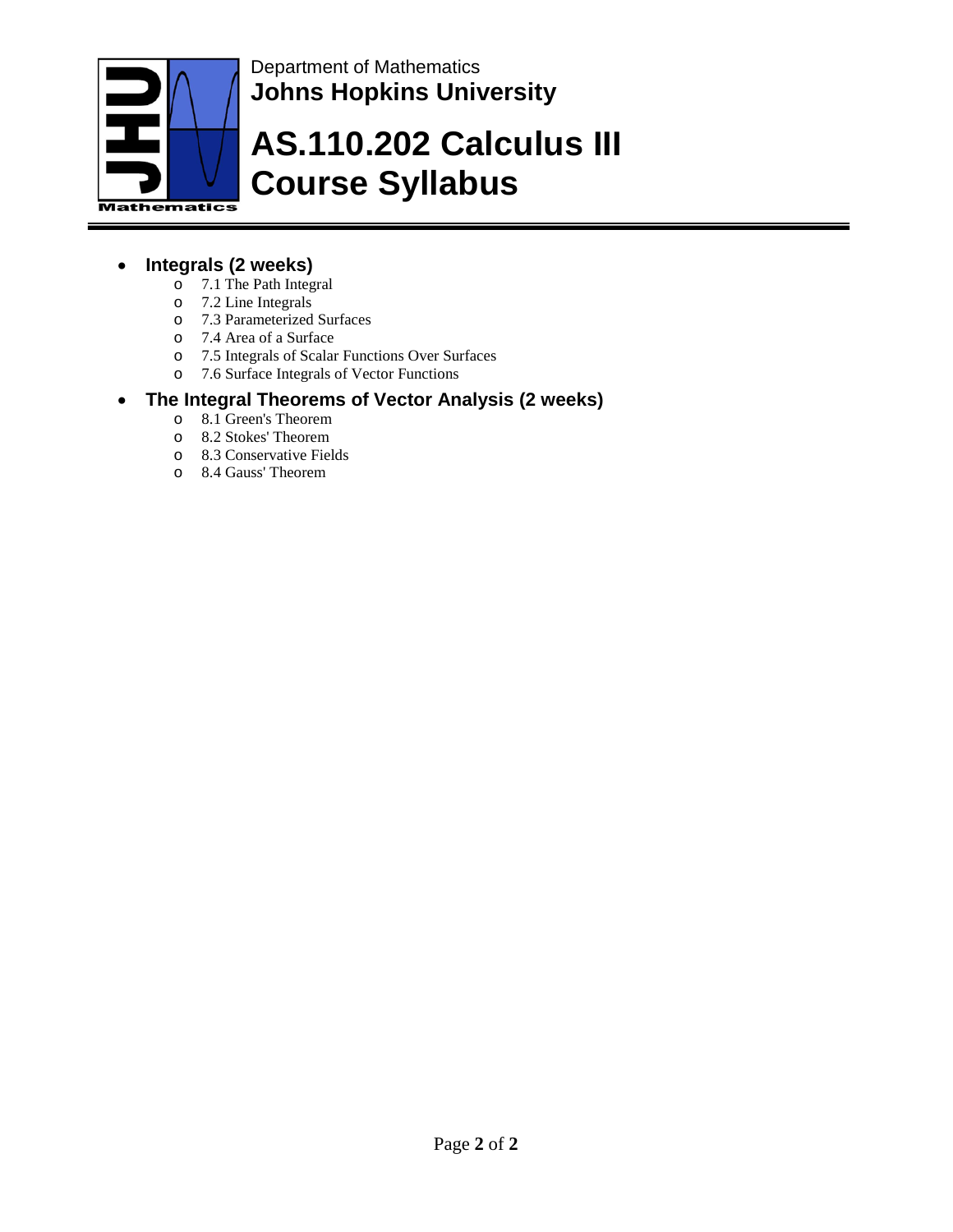Department of Mathematics
**Johns Hopkins University**

# AS.110.202 Calculus III Course Syllabus

- **Integrals (2 weeks)**
  - 7.1 The Path Integral
  - 7.2 Line Integrals
  - 7.3 Parameterized Surfaces
  - 7.4 Area of a Surface
  - 7.5 Integrals of Scalar Functions Over Surfaces
  - 7.6 Surface Integrals of Vector Functions
- **The Integral Theorems of Vector Analysis (2 weeks)**
  - 8.1 Green's Theorem
  - 8.2 Stokes' Theorem
  - 8.3 Conservative Fields
  - 8.4 Gauss' Theorem